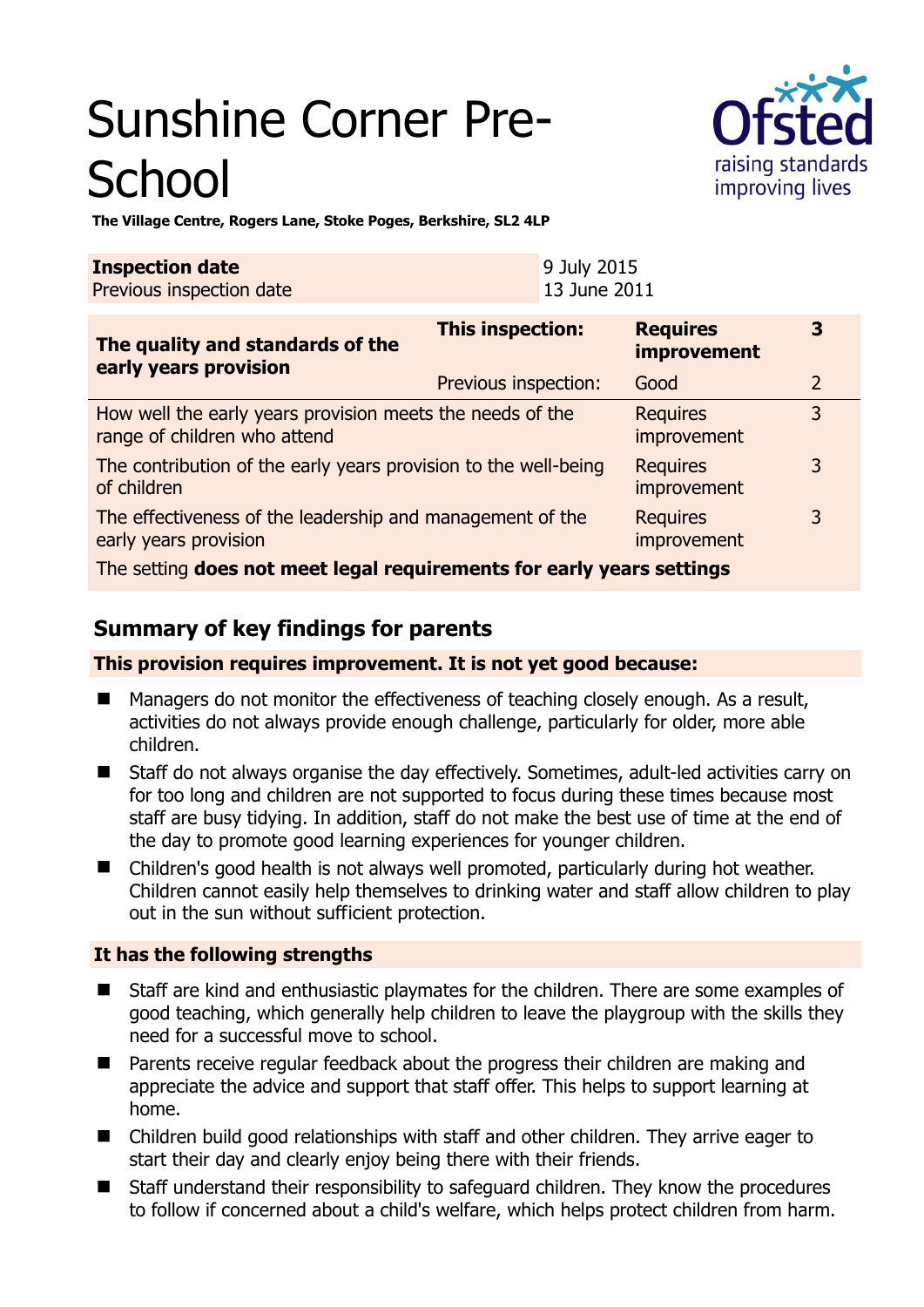# Sunshine Corner Pre-School

**The Village Centre, Rogers Lane, Stoke Poges, Berkshire, SL2 4LP**

| **Inspection date** | 9 July 2015 |
|---|---|
| Previous inspection date | 13 June 2011 |

| **The quality and standards of the early years provision** | **This inspection:** | **Requires improvement** | **3** |
|---|---|---|---|
| | Previous inspection: | Good | 2 |
| How well the early years provision meets the needs of the range of children who attend | | Requires improvement | 3 |
| The contribution of the early years provision to the well-being of children | | Requires improvement | 3 |
| The effectiveness of the leadership and management of the early years provision | | Requires improvement | 3 |
| The setting **does not meet legal requirements for early years settings** | | | |

## Summary of key findings for parents

**This provision requires improvement. It is not yet good because:**

- Managers do not monitor the effectiveness of teaching closely enough. As a result, activities do not always provide enough challenge, particularly for older, more able children.
- Staff do not always organise the day effectively. Sometimes, adult-led activities carry on for too long and children are not supported to focus during these times because most staff are busy tidying. In addition, staff do not make the best use of time at the end of the day to promote good learning experiences for younger children.
- Children's good health is not always well promoted, particularly during hot weather. Children cannot easily help themselves to drinking water and staff allow children to play out in the sun without sufficient protection.

**It has the following strengths**

- Staff are kind and enthusiastic playmates for the children. There are some examples of good teaching, which generally help children to leave the playgroup with the skills they need for a successful move to school.
- Parents receive regular feedback about the progress their children are making and appreciate the advice and support that staff offer. This helps to support learning at home.
- Children build good relationships with staff and other children. They arrive eager to start their day and clearly enjoy being there with their friends.
- Staff understand their responsibility to safeguard children. They know the procedures to follow if concerned about a child's welfare, which helps protect children from harm.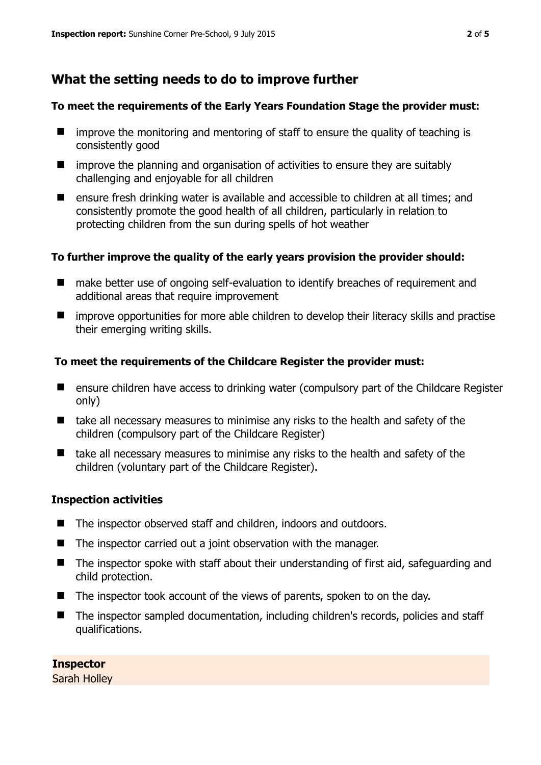## What the setting needs to do to improve further

**To meet the requirements of the Early Years Foundation Stage the provider must:**

- improve the monitoring and mentoring of staff to ensure the quality of teaching is consistently good
- improve the planning and organisation of activities to ensure they are suitably challenging and enjoyable for all children
- ensure fresh drinking water is available and accessible to children at all times; and consistently promote the good health of all children, particularly in relation to protecting children from the sun during spells of hot weather

**To further improve the quality of the early years provision the provider should:**

- make better use of ongoing self-evaluation to identify breaches of requirement and additional areas that require improvement
- improve opportunities for more able children to develop their literacy skills and practise their emerging writing skills.

**To meet the requirements of the Childcare Register the provider must:**

- ensure children have access to drinking water (compulsory part of the Childcare Register only)
- take all necessary measures to minimise any risks to the health and safety of the children (compulsory part of the Childcare Register)
- take all necessary measures to minimise any risks to the health and safety of the children (voluntary part of the Childcare Register).

### Inspection activities

- The inspector observed staff and children, indoors and outdoors.
- The inspector carried out a joint observation with the manager.
- The inspector spoke with staff about their understanding of first aid, safeguarding and child protection.
- The inspector took account of the views of parents, spoken to on the day.
- The inspector sampled documentation, including children's records, policies and staff qualifications.

**Inspector**

Sarah Holley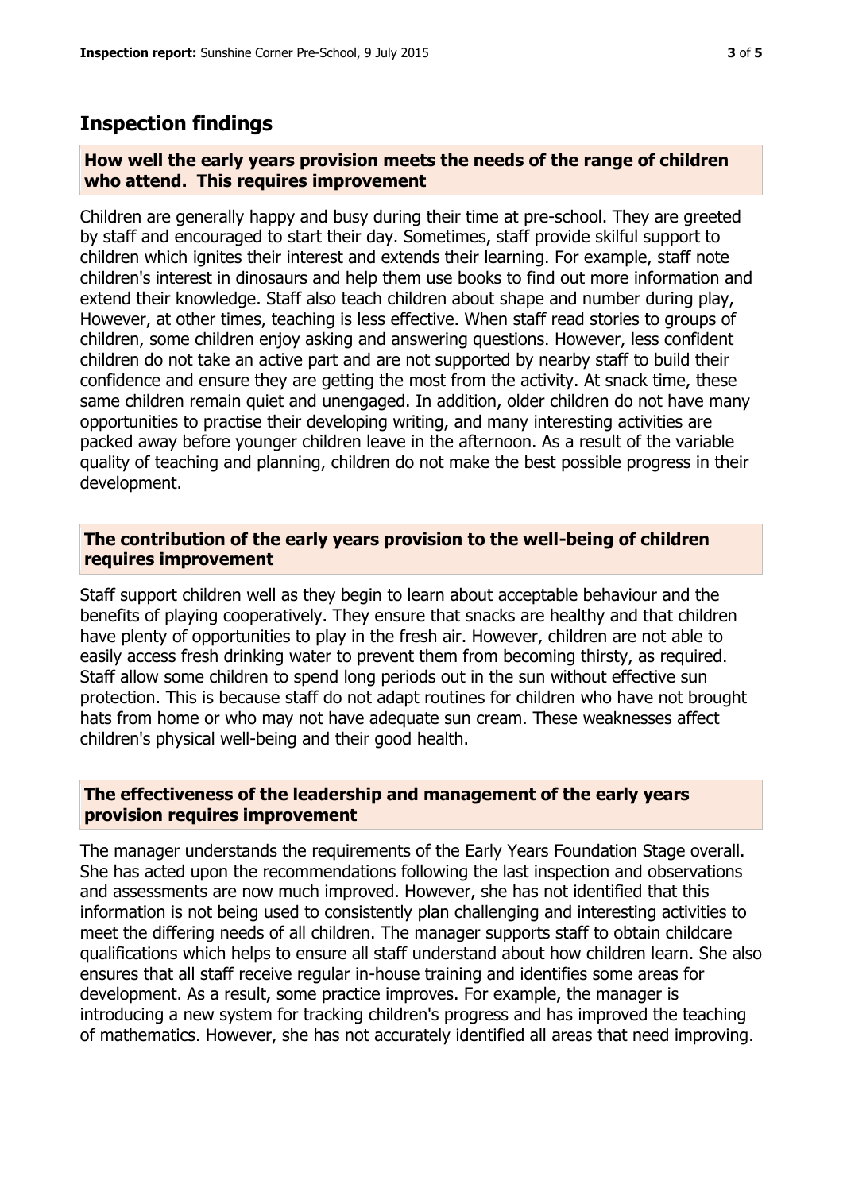## Inspection findings

### How well the early years provision meets the needs of the range of children who attend. This requires improvement

Children are generally happy and busy during their time at pre-school. They are greeted by staff and encouraged to start their day. Sometimes, staff provide skilful support to children which ignites their interest and extends their learning. For example, staff note children's interest in dinosaurs and help them use books to find out more information and extend their knowledge. Staff also teach children about shape and number during play, However, at other times, teaching is less effective. When staff read stories to groups of children, some children enjoy asking and answering questions. However, less confident children do not take an active part and are not supported by nearby staff to build their confidence and ensure they are getting the most from the activity. At snack time, these same children remain quiet and unengaged. In addition, older children do not have many opportunities to practise their developing writing, and many interesting activities are packed away before younger children leave in the afternoon. As a result of the variable quality of teaching and planning, children do not make the best possible progress in their development.

### The contribution of the early years provision to the well-being of children requires improvement

Staff support children well as they begin to learn about acceptable behaviour and the benefits of playing cooperatively. They ensure that snacks are healthy and that children have plenty of opportunities to play in the fresh air. However, children are not able to easily access fresh drinking water to prevent them from becoming thirsty, as required. Staff allow some children to spend long periods out in the sun without effective sun protection. This is because staff do not adapt routines for children who have not brought hats from home or who may not have adequate sun cream. These weaknesses affect children's physical well-being and their good health.

### The effectiveness of the leadership and management of the early years provision requires improvement

The manager understands the requirements of the Early Years Foundation Stage overall. She has acted upon the recommendations following the last inspection and observations and assessments are now much improved. However, she has not identified that this information is not being used to consistently plan challenging and interesting activities to meet the differing needs of all children. The manager supports staff to obtain childcare qualifications which helps to ensure all staff understand about how children learn. She also ensures that all staff receive regular in-house training and identifies some areas for development. As a result, some practice improves. For example, the manager is introducing a new system for tracking children's progress and has improved the teaching of mathematics. However, she has not accurately identified all areas that need improving.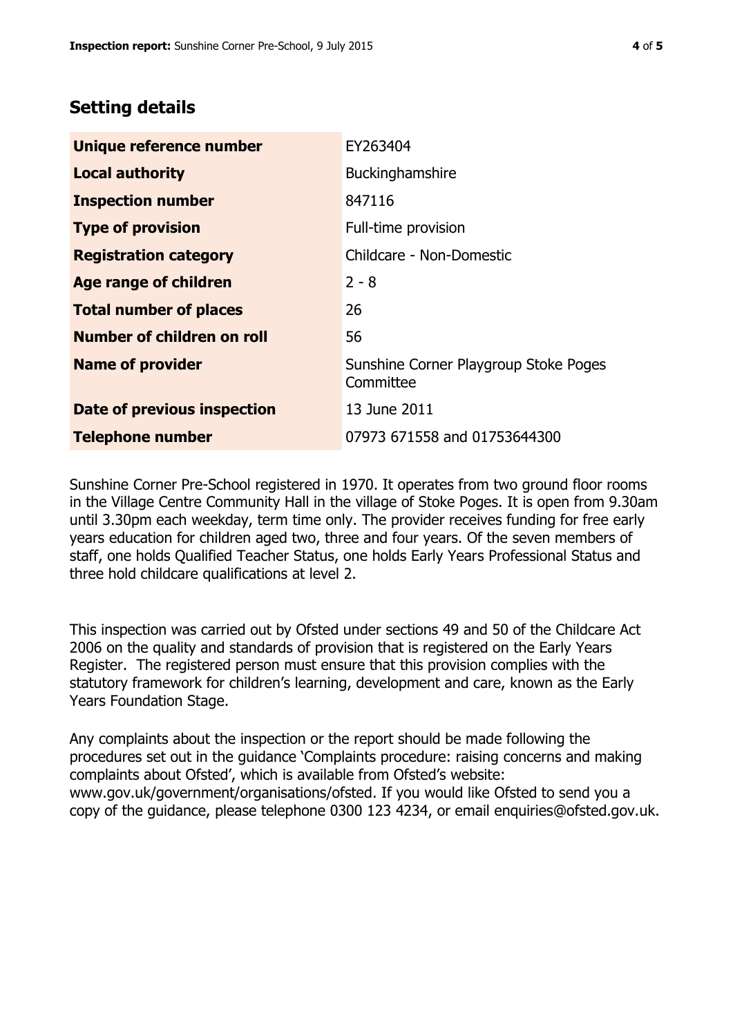## Setting details

| | |
|---|---|
| **Unique reference number** | EY263404 |
| **Local authority** | Buckinghamshire |
| **Inspection number** | 847116 |
| **Type of provision** | Full-time provision |
| **Registration category** | Childcare - Non-Domestic |
| **Age range of children** | 2 - 8 |
| **Total number of places** | 26 |
| **Number of children on roll** | 56 |
| **Name of provider** | Sunshine Corner Playgroup Stoke Poges Committee |
| **Date of previous inspection** | 13 June 2011 |
| **Telephone number** | 07973 671558 and 01753644300 |

Sunshine Corner Pre-School registered in 1970. It operates from two ground floor rooms in the Village Centre Community Hall in the village of Stoke Poges. It is open from 9.30am until 3.30pm each weekday, term time only. The provider receives funding for free early years education for children aged two, three and four years. Of the seven members of staff, one holds Qualified Teacher Status, one holds Early Years Professional Status and three hold childcare qualifications at level 2.

This inspection was carried out by Ofsted under sections 49 and 50 of the Childcare Act 2006 on the quality and standards of provision that is registered on the Early Years Register. The registered person must ensure that this provision complies with the statutory framework for children's learning, development and care, known as the Early Years Foundation Stage.

Any complaints about the inspection or the report should be made following the procedures set out in the guidance 'Complaints procedure: raising concerns and making complaints about Ofsted', which is available from Ofsted's website: www.gov.uk/government/organisations/ofsted. If you would like Ofsted to send you a copy of the guidance, please telephone 0300 123 4234, or email enquiries@ofsted.gov.uk.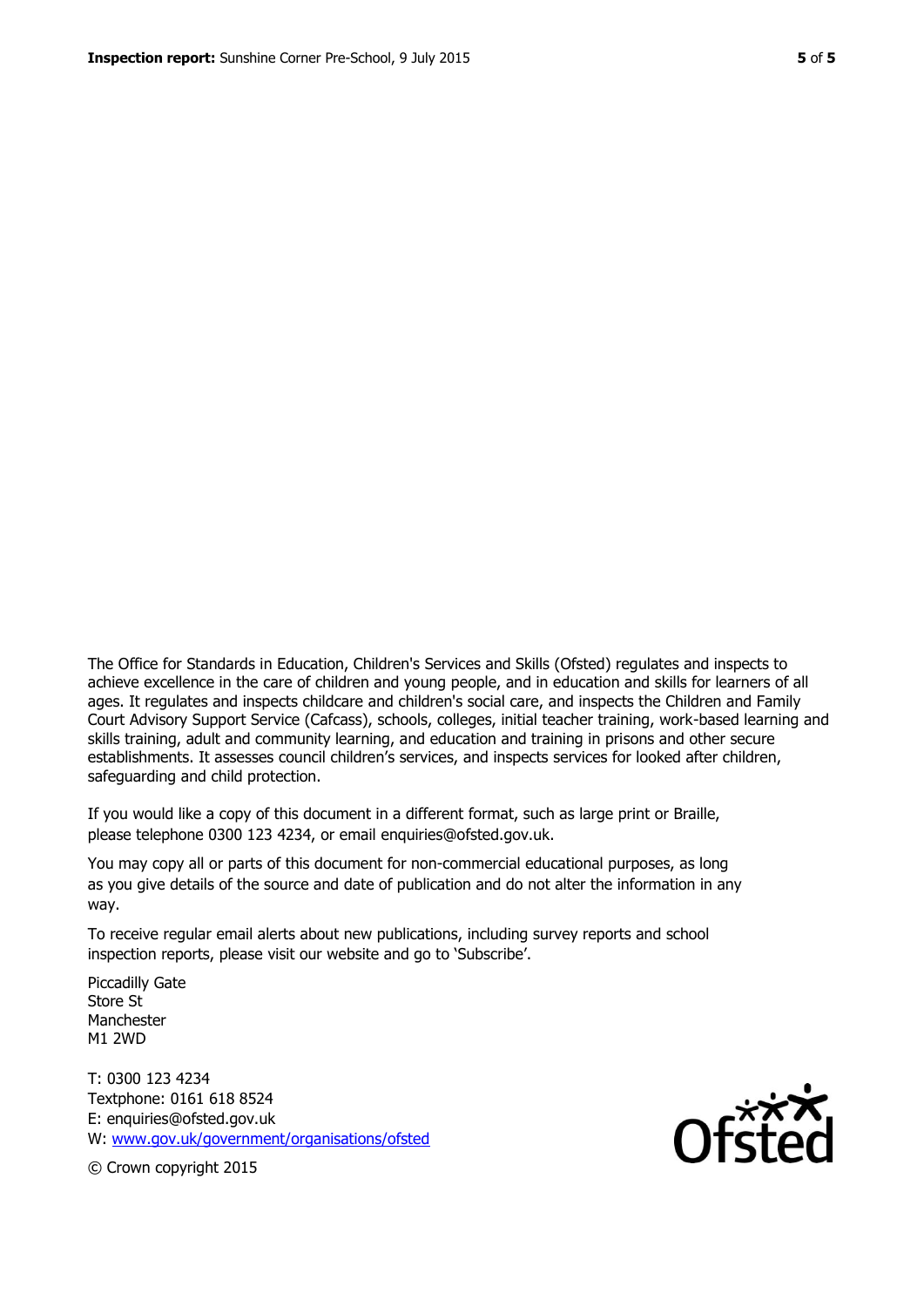The Office for Standards in Education, Children's Services and Skills (Ofsted) regulates and inspects to achieve excellence in the care of children and young people, and in education and skills for learners of all ages. It regulates and inspects childcare and children's social care, and inspects the Children and Family Court Advisory Support Service (Cafcass), schools, colleges, initial teacher training, work-based learning and skills training, adult and community learning, and education and training in prisons and other secure establishments. It assesses council children's services, and inspects services for looked after children, safeguarding and child protection.

If you would like a copy of this document in a different format, such as large print or Braille, please telephone 0300 123 4234, or email enquiries@ofsted.gov.uk.

You may copy all or parts of this document for non-commercial educational purposes, as long as you give details of the source and date of publication and do not alter the information in any way.

To receive regular email alerts about new publications, including survey reports and school inspection reports, please visit our website and go to 'Subscribe'.

Piccadilly Gate
Store St
Manchester
M1 2WD

T: 0300 123 4234
Textphone: 0161 618 8524
E: enquiries@ofsted.gov.uk
W: [www.gov.uk/government/organisations/ofsted](www.gov.uk/government/organisations/ofsted)

© Crown copyright 2015